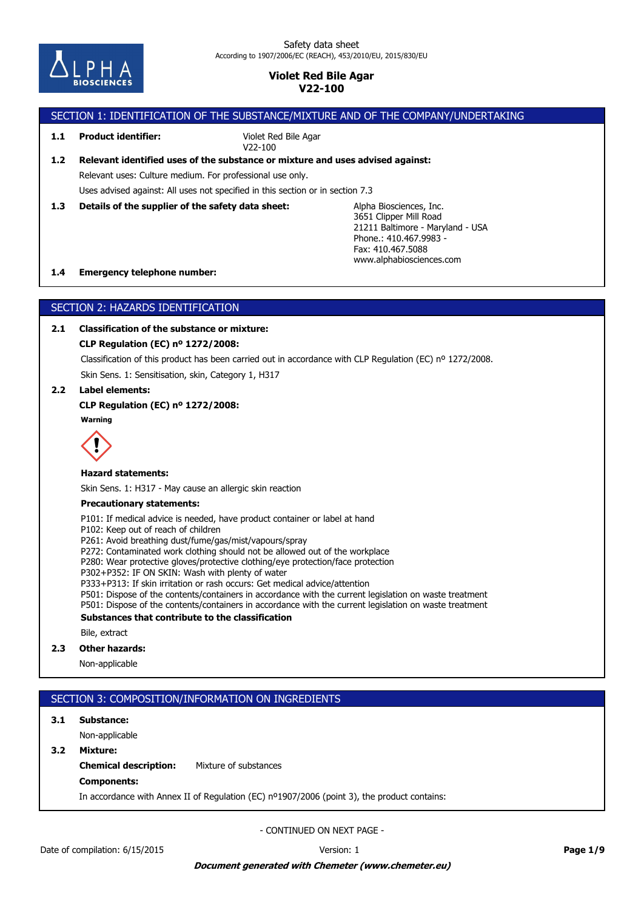Safety data sheet
According to 1907/2006/EC (REACH), 453/2010/EU, 2015/830/EU

# Violet Red Bile Agar
# V22-100

## SECTION 1: IDENTIFICATION OF THE SUBSTANCE/MIXTURE AND OF THE COMPANY/UNDERTAKING

**1.1 Product identifier:** Violet Red Bile Agar
V22-100

**1.2 Relevant identified uses of the substance or mixture and uses advised against:**

Relevant uses: Culture medium. For professional use only.

Uses advised against: All uses not specified in this section or in section 7.3

**1.3 Details of the supplier of the safety data sheet:**

Alpha Biosciences, Inc.
3651 Clipper Mill Road
21211 Baltimore - Maryland - USA
Phone.: 410.467.9983 -
Fax: 410.467.5088
www.alphabiosciences.com

**1.4 Emergency telephone number:**

## SECTION 2: HAZARDS IDENTIFICATION

**2.1 Classification of the substance or mixture:**

**CLP Regulation (EC) nº 1272/2008:**

Classification of this product has been carried out in accordance with CLP Regulation (EC) nº 1272/2008.

Skin Sens. 1: Sensitisation, skin, Category 1, H317

**2.2 Label elements:**

**CLP Regulation (EC) nº 1272/2008:**

**Warning**

**Hazard statements:**

Skin Sens. 1: H317 - May cause an allergic skin reaction

**Precautionary statements:**

P101: If medical advice is needed, have product container or label at hand
P102: Keep out of reach of children
P261: Avoid breathing dust/fume/gas/mist/vapours/spray
P272: Contaminated work clothing should not be allowed out of the workplace
P280: Wear protective gloves/protective clothing/eye protection/face protection
P302+P352: IF ON SKIN: Wash with plenty of water
P333+P313: If skin irritation or rash occurs: Get medical advice/attention
P501: Dispose of the contents/containers in accordance with the current legislation on waste treatment
P501: Dispose of the contents/containers in accordance with the current legislation on waste treatment

**Substances that contribute to the classification**

Bile, extract

**2.3 Other hazards:**

Non-applicable

## SECTION 3: COMPOSITION/INFORMATION ON INGREDIENTS

**3.1 Substance:**

Non-applicable

**3.2 Mixture:**

**Chemical description:** Mixture of substances

**Components:**

In accordance with Annex II of Regulation (EC) nº1907/2006 (point 3), the product contains:

- CONTINUED ON NEXT PAGE -

Date of compilation: 6/15/2015 Version: 1

***Document generated with Chemeter (www.chemeter.eu)***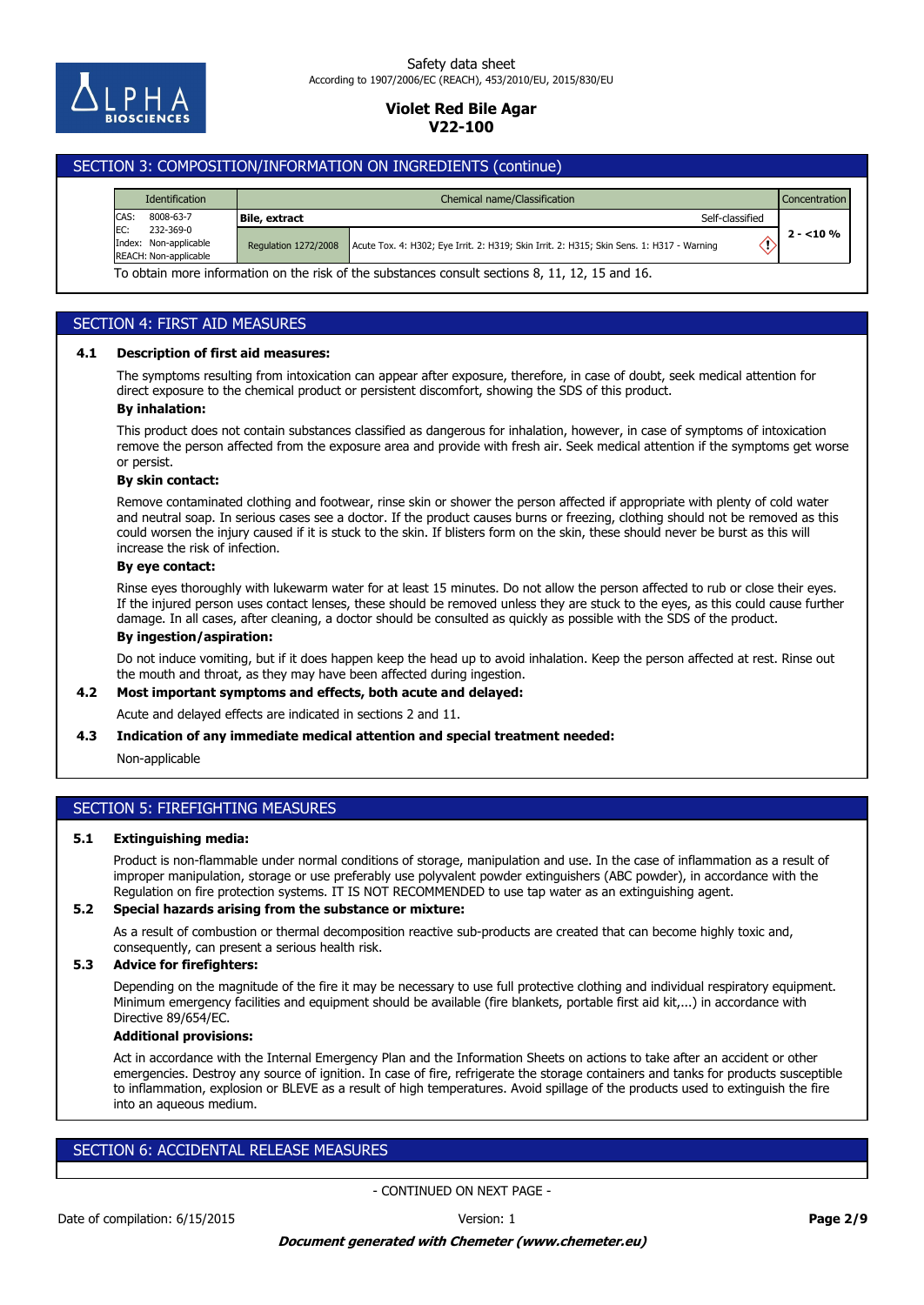## SECTION 3: COMPOSITION/INFORMATION ON INGREDIENTS (continue)

| Identification | Chemical name/Classification | | Concentration |
|---|---|---|---|
| CAS: 8008-63-7<br>EC: 232-369-0<br>Index: Non-applicable<br>REACH: Non-applicable | **Bile, extract** | Self-classified | **2 - <10 %** |
| | Regulation 1272/2008 | Acute Tox. 4: H302; Eye Irrit. 2: H319; Skin Irrit. 2: H315; Skin Sens. 1: H317 - Warning | |

To obtain more information on the risk of the substances consult sections 8, 11, 12, 15 and 16.

## SECTION 4: FIRST AID MEASURES

### 4.1 Description of first aid measures:

The symptoms resulting from intoxication can appear after exposure, therefore, in case of doubt, seek medical attention for direct exposure to the chemical product or persistent discomfort, showing the SDS of this product.

**By inhalation:**

This product does not contain substances classified as dangerous for inhalation, however, in case of symptoms of intoxication remove the person affected from the exposure area and provide with fresh air. Seek medical attention if the symptoms get worse or persist.

**By skin contact:**

Remove contaminated clothing and footwear, rinse skin or shower the person affected if appropriate with plenty of cold water and neutral soap. In serious cases see a doctor. If the product causes burns or freezing, clothing should not be removed as this could worsen the injury caused if it is stuck to the skin. If blisters form on the skin, these should never be burst as this will increase the risk of infection.

**By eye contact:**

Rinse eyes thoroughly with lukewarm water for at least 15 minutes. Do not allow the person affected to rub or close their eyes. If the injured person uses contact lenses, these should be removed unless they are stuck to the eyes, as this could cause further damage. In all cases, after cleaning, a doctor should be consulted as quickly as possible with the SDS of the product.

**By ingestion/aspiration:**

Do not induce vomiting, but if it does happen keep the head up to avoid inhalation. Keep the person affected at rest. Rinse out the mouth and throat, as they may have been affected during ingestion.

### 4.2 Most important symptoms and effects, both acute and delayed:

Acute and delayed effects are indicated in sections 2 and 11.

### 4.3 Indication of any immediate medical attention and special treatment needed:

Non-applicable

## SECTION 5: FIREFIGHTING MEASURES

### 5.1 Extinguishing media:

Product is non-flammable under normal conditions of storage, manipulation and use. In the case of inflammation as a result of improper manipulation, storage or use preferably use polyvalent powder extinguishers (ABC powder), in accordance with the Regulation on fire protection systems. IT IS NOT RECOMMENDED to use tap water as an extinguishing agent.

### 5.2 Special hazards arising from the substance or mixture:

As a result of combustion or thermal decomposition reactive sub-products are created that can become highly toxic and, consequently, can present a serious health risk.

### 5.3 Advice for firefighters:

Depending on the magnitude of the fire it may be necessary to use full protective clothing and individual respiratory equipment. Minimum emergency facilities and equipment should be available (fire blankets, portable first aid kit,...) in accordance with Directive 89/654/EC.

**Additional provisions:**

Act in accordance with the Internal Emergency Plan and the Information Sheets on actions to take after an accident or other emergencies. Destroy any source of ignition. In case of fire, refrigerate the storage containers and tanks for products susceptible to inflammation, explosion or BLEVE as a result of high temperatures. Avoid spillage of the products used to extinguish the fire into an aqueous medium.

## SECTION 6: ACCIDENTAL RELEASE MEASURES

- CONTINUED ON NEXT PAGE -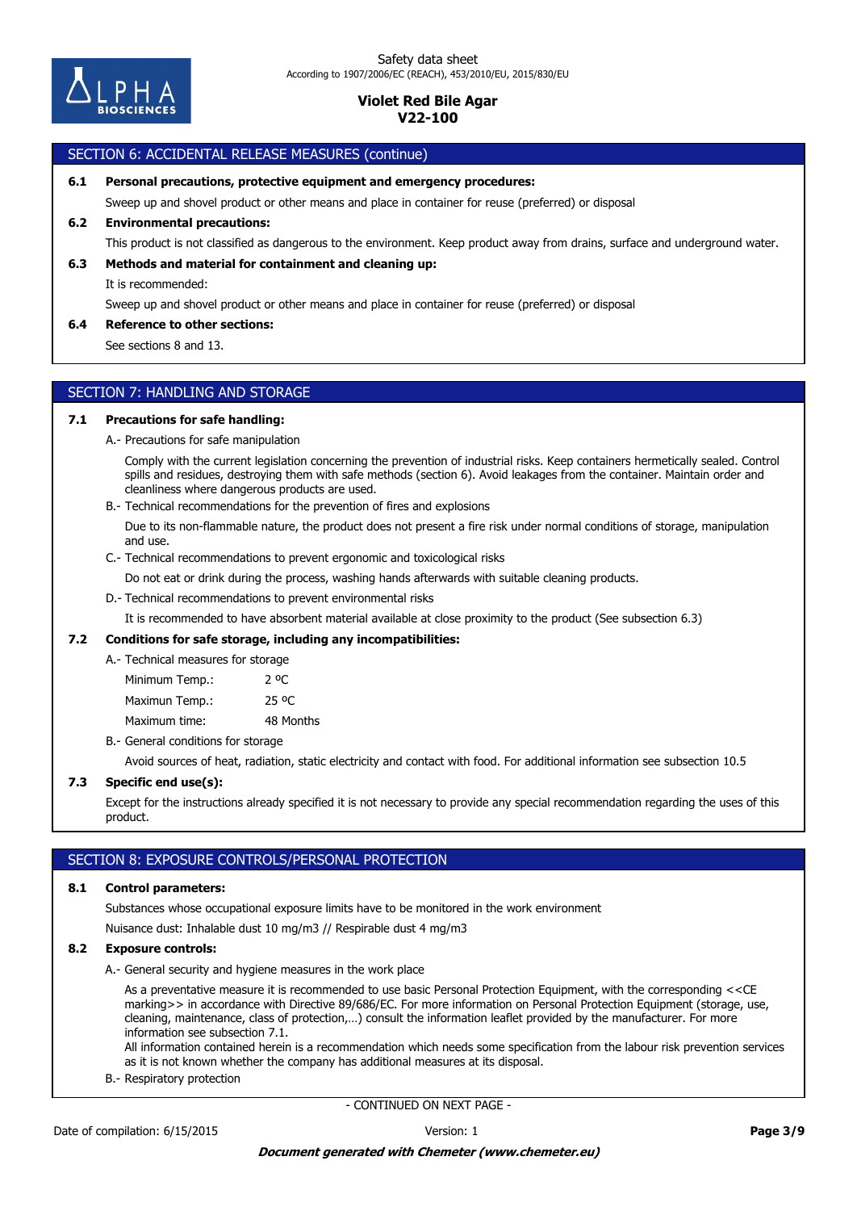## SECTION 6: ACCIDENTAL RELEASE MEASURES (continue)

**6.1 Personal precautions, protective equipment and emergency procedures:**

Sweep up and shovel product or other means and place in container for reuse (preferred) or disposal

**6.2 Environmental precautions:**

This product is not classified as dangerous to the environment. Keep product away from drains, surface and underground water.

**6.3 Methods and material for containment and cleaning up:**

It is recommended:

Sweep up and shovel product or other means and place in container for reuse (preferred) or disposal

**6.4 Reference to other sections:**

See sections 8 and 13.

## SECTION 7: HANDLING AND STORAGE

**7.1 Precautions for safe handling:**

A.- Precautions for safe manipulation

Comply with the current legislation concerning the prevention of industrial risks. Keep containers hermetically sealed. Control spills and residues, destroying them with safe methods (section 6). Avoid leakages from the container. Maintain order and cleanliness where dangerous products are used.

B.- Technical recommendations for the prevention of fires and explosions

Due to its non-flammable nature, the product does not present a fire risk under normal conditions of storage, manipulation and use.

C.- Technical recommendations to prevent ergonomic and toxicological risks

Do not eat or drink during the process, washing hands afterwards with suitable cleaning products.

D.- Technical recommendations to prevent environmental risks

It is recommended to have absorbent material available at close proximity to the product (See subsection 6.3)

**7.2 Conditions for safe storage, including any incompatibilities:**

A.- Technical measures for storage

| | |
|---|---|
| Minimum Temp.: | 2 ºC |
| Maximun Temp.: | 25 ºC |
| Maximum time: | 48 Months |

B.- General conditions for storage

Avoid sources of heat, radiation, static electricity and contact with food. For additional information see subsection 10.5

**7.3 Specific end use(s):**

Except for the instructions already specified it is not necessary to provide any special recommendation regarding the uses of this product.

## SECTION 8: EXPOSURE CONTROLS/PERSONAL PROTECTION

**8.1 Control parameters:**

Substances whose occupational exposure limits have to be monitored in the work environment

Nuisance dust: Inhalable dust 10 mg/m3 // Respirable dust 4 mg/m3

**8.2 Exposure controls:**

A.- General security and hygiene measures in the work place

As a preventative measure it is recommended to use basic Personal Protection Equipment, with the corresponding <<CE marking>> in accordance with Directive 89/686/EC. For more information on Personal Protection Equipment (storage, use, cleaning, maintenance, class of protection,…) consult the information leaflet provided by the manufacturer. For more information see subsection 7.1.
All information contained herein is a recommendation which needs some specification from the labour risk prevention services as it is not known whether the company has additional measures at its disposal.

B.- Respiratory protection

- CONTINUED ON NEXT PAGE -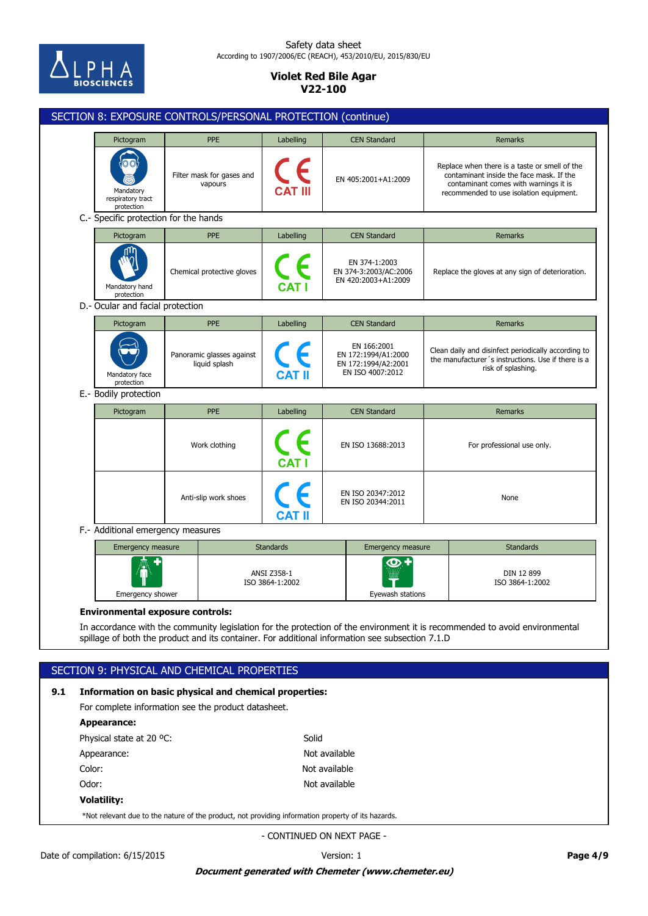## SECTION 8: EXPOSURE CONTROLS/PERSONAL PROTECTION (continue)

| Pictogram | PPE | Labelling | CEN Standard | Remarks |
|---|---|---|---|---|
| Mandatory respiratory tract protection | Filter mask for gases and vapours | CE CAT III | EN 405:2001+A1:2009 | Replace when there is a taste or smell of the contaminant inside the face mask. If the contaminant comes with warnings it is recommended to use isolation equipment. |

C.- Specific protection for the hands

| Pictogram | PPE | Labelling | CEN Standard | Remarks |
|---|---|---|---|---|
| Mandatory hand protection | Chemical protective gloves | CE CAT I | EN 374-1:2003 EN 374-3:2003/AC:2006 EN 420:2003+A1:2009 | Replace the gloves at any sign of deterioration. |

D.- Ocular and facial protection

| Pictogram | PPE | Labelling | CEN Standard | Remarks |
|---|---|---|---|---|
| Mandatory face protection | Panoramic glasses against liquid splash | CE CAT II | EN 166:2001 EN 172:1994/A1:2000 EN 172:1994/A2:2001 EN ISO 4007:2012 | Clean daily and disinfect periodically according to the manufacturer´s instructions. Use if there is a risk of splashing. |

E.- Bodily protection

| Pictogram | PPE | Labelling | CEN Standard | Remarks |
|---|---|---|---|---|
| | Work clothing | CE CAT I | EN ISO 13688:2013 | For professional use only. |
| | Anti-slip work shoes | CE CAT II | EN ISO 20347:2012 EN ISO 20344:2011 | None |

F.- Additional emergency measures

| Emergency measure | Standards | Emergency measure | Standards |
|---|---|---|---|
| Emergency shower | ANSI Z358-1 ISO 3864-1:2002 | Eyewash stations | DIN 12 899 ISO 3864-1:2002 |

**Environmental exposure controls:**

In accordance with the community legislation for the protection of the environment it is recommended to avoid environmental spillage of both the product and its container. For additional information see subsection 7.1.D

## SECTION 9: PHYSICAL AND CHEMICAL PROPERTIES

**9.1 Information on basic physical and chemical properties:**

For complete information see the product datasheet.

**Appearance:**

| | |
|---|---|
| Physical state at 20 ºC: | Solid |
| Appearance: | Not available |
| Color: | Not available |
| Odor: | Not available |

**Volatility:**

*Not relevant due to the nature of the product, not providing information property of its hazards.

- CONTINUED ON NEXT PAGE -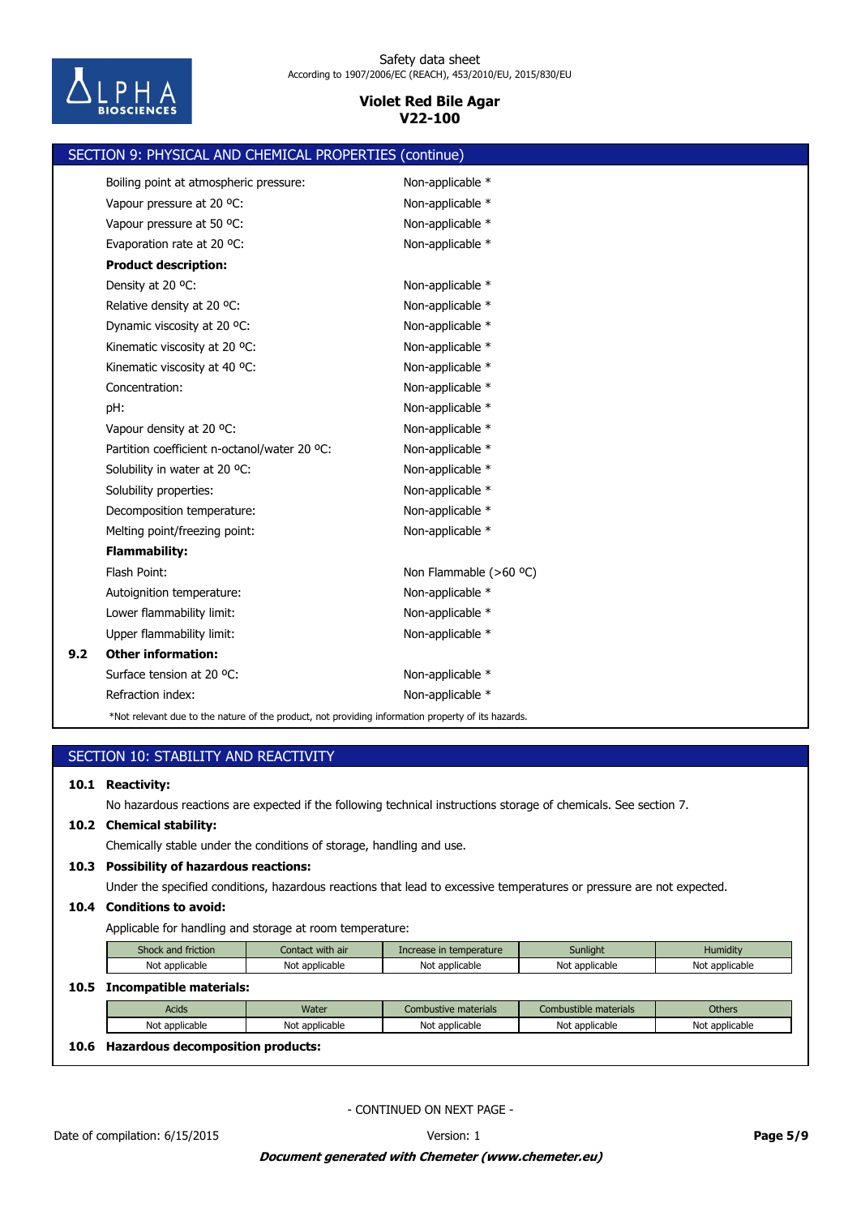## SECTION 9: PHYSICAL AND CHEMICAL PROPERTIES (continue)

| | |
|---|---|
| Boiling point at atmospheric pressure: | Non-applicable * |
| Vapour pressure at 20 ºC: | Non-applicable * |
| Vapour pressure at 50 ºC: | Non-applicable * |
| Evaporation rate at 20 ºC: | Non-applicable * |
| **Product description:** | |
| Density at 20 ºC: | Non-applicable * |
| Relative density at 20 ºC: | Non-applicable * |
| Dynamic viscosity at 20 ºC: | Non-applicable * |
| Kinematic viscosity at 20 ºC: | Non-applicable * |
| Kinematic viscosity at 40 ºC: | Non-applicable * |
| Concentration: | Non-applicable * |
| pH: | Non-applicable * |
| Vapour density at 20 ºC: | Non-applicable * |
| Partition coefficient n-octanol/water 20 ºC: | Non-applicable * |
| Solubility in water at 20 ºC: | Non-applicable * |
| Solubility properties: | Non-applicable * |
| Decomposition temperature: | Non-applicable * |
| Melting point/freezing point: | Non-applicable * |
| **Flammability:** | |
| Flash Point: | Non Flammable (>60 ºC) |
| Autoignition temperature: | Non-applicable * |
| Lower flammability limit: | Non-applicable * |
| Upper flammability limit: | Non-applicable * |

**9.2 Other information:**

| | |
|---|---|
| Surface tension at 20 ºC: | Non-applicable * |
| Refraction index: | Non-applicable * |

*Not relevant due to the nature of the product, not providing information property of its hazards.

## SECTION 10: STABILITY AND REACTIVITY

**10.1 Reactivity:**

No hazardous reactions are expected if the following technical instructions storage of chemicals. See section 7.

**10.2 Chemical stability:**

Chemically stable under the conditions of storage, handling and use.

**10.3 Possibility of hazardous reactions:**

Under the specified conditions, hazardous reactions that lead to excessive temperatures or pressure are not expected.

**10.4 Conditions to avoid:**

Applicable for handling and storage at room temperature:

| Shock and friction | Contact with air | Increase in temperature | Sunlight | Humidity |
|---|---|---|---|---|
| Not applicable | Not applicable | Not applicable | Not applicable | Not applicable |

**10.5 Incompatible materials:**

| Acids | Water | Combustive materials | Combustible materials | Others |
|---|---|---|---|---|
| Not applicable | Not applicable | Not applicable | Not applicable | Not applicable |

**10.6 Hazardous decomposition products:**

- CONTINUED ON NEXT PAGE -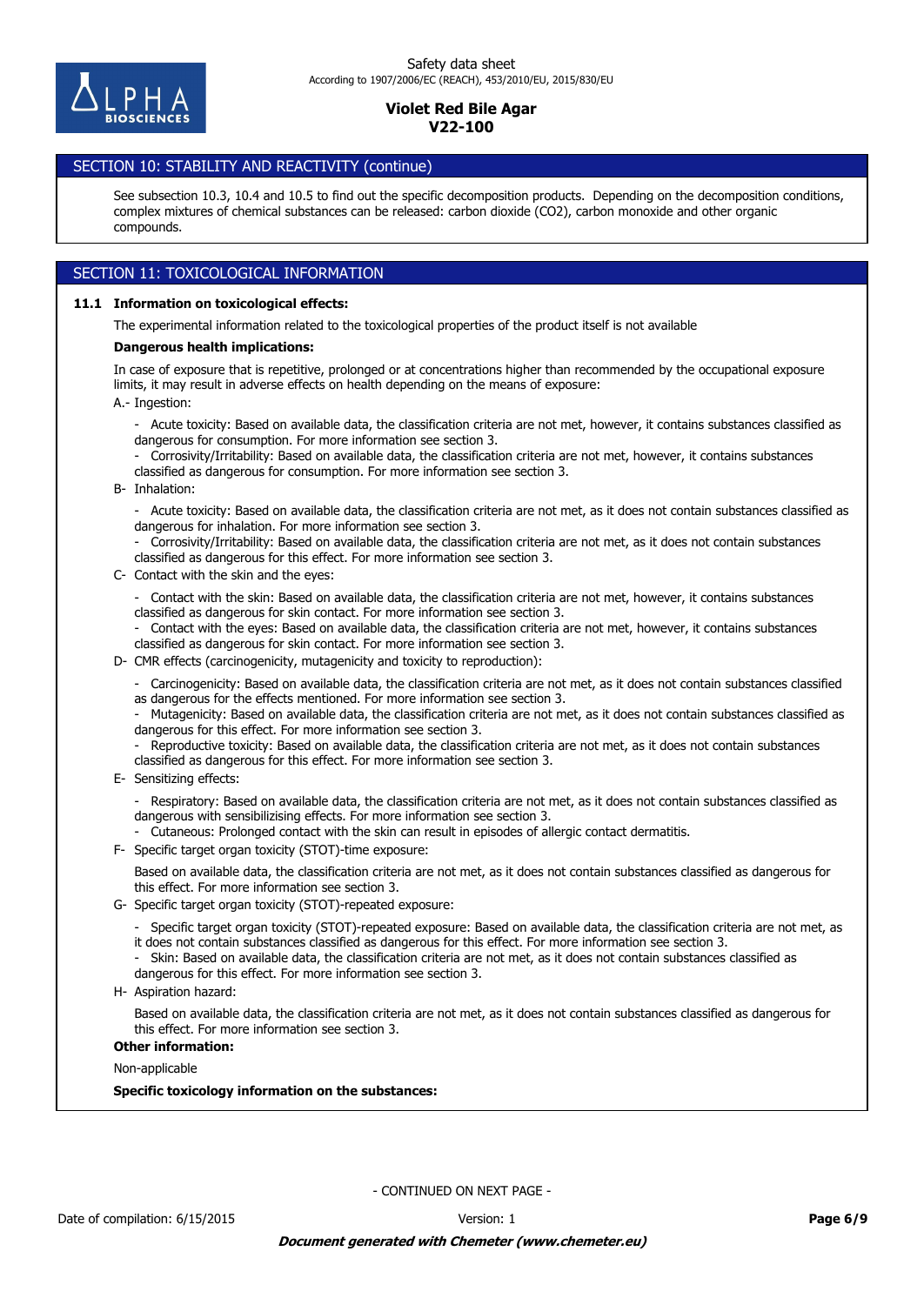## SECTION 10: STABILITY AND REACTIVITY (continue)

See subsection 10.3, 10.4 and 10.5 to find out the specific decomposition products. Depending on the decomposition conditions, complex mixtures of chemical substances can be released: carbon dioxide ($CO_2$), carbon monoxide and other organic compounds.

## SECTION 11: TOXICOLOGICAL INFORMATION

### 11.1 Information on toxicological effects:

The experimental information related to the toxicological properties of the product itself is not available

**Dangerous health implications:**

In case of exposure that is repetitive, prolonged or at concentrations higher than recommended by the occupational exposure limits, it may result in adverse effects on health depending on the means of exposure:

A.- Ingestion:

- Acute toxicity: Based on available data, the classification criteria are not met, however, it contains substances classified as dangerous for consumption. For more information see section 3.
- Corrosivity/Irritability: Based on available data, the classification criteria are not met, however, it contains substances classified as dangerous for consumption. For more information see section 3.

B- Inhalation:

- Acute toxicity: Based on available data, the classification criteria are not met, as it does not contain substances classified as dangerous for inhalation. For more information see section 3.
- Corrosivity/Irritability: Based on available data, the classification criteria are not met, as it does not contain substances classified as dangerous for this effect. For more information see section 3.

C- Contact with the skin and the eyes:

- Contact with the skin: Based on available data, the classification criteria are not met, however, it contains substances classified as dangerous for skin contact. For more information see section 3.
- Contact with the eyes: Based on available data, the classification criteria are not met, however, it contains substances classified as dangerous for skin contact. For more information see section 3.

D- CMR effects (carcinogenicity, mutagenicity and toxicity to reproduction):

- Carcinogenicity: Based on available data, the classification criteria are not met, as it does not contain substances classified as dangerous for the effects mentioned. For more information see section 3.
- Mutagenicity: Based on available data, the classification criteria are not met, as it does not contain substances classified as dangerous for this effect. For more information see section 3.
- Reproductive toxicity: Based on available data, the classification criteria are not met, as it does not contain substances classified as dangerous for this effect. For more information see section 3.

E- Sensitizing effects:

- Respiratory: Based on available data, the classification criteria are not met, as it does not contain substances classified as dangerous with sensibilizising effects. For more information see section 3.
- Cutaneous: Prolonged contact with the skin can result in episodes of allergic contact dermatitis.

F- Specific target organ toxicity (STOT)-time exposure:

Based on available data, the classification criteria are not met, as it does not contain substances classified as dangerous for this effect. For more information see section 3.

G- Specific target organ toxicity (STOT)-repeated exposure:

- Specific target organ toxicity (STOT)-repeated exposure: Based on available data, the classification criteria are not met, as it does not contain substances classified as dangerous for this effect. For more information see section 3.
- Skin: Based on available data, the classification criteria are not met, as it does not contain substances classified as dangerous for this effect. For more information see section 3.

H- Aspiration hazard:

Based on available data, the classification criteria are not met, as it does not contain substances classified as dangerous for this effect. For more information see section 3.

**Other information:**

Non-applicable

**Specific toxicology information on the substances:**

- CONTINUED ON NEXT PAGE -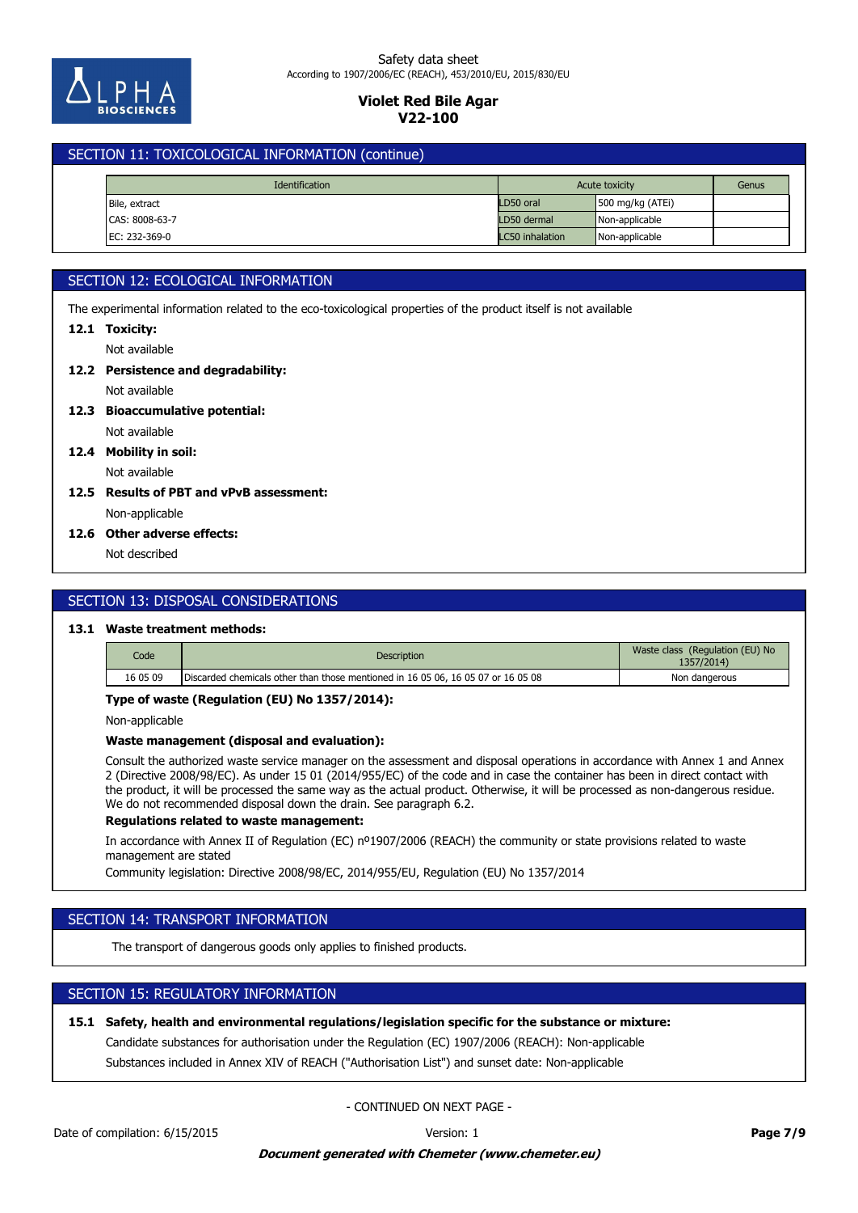## SECTION 11: TOXICOLOGICAL INFORMATION (continue)

| Identification | Acute toxicity | | Genus |
|---|---|---|---|
| Bile, extract | LD50 oral | 500 mg/kg (ATEi) | |
| CAS: 8008-63-7 | LD50 dermal | Non-applicable | |
| EC: 232-369-0 | LC50 inhalation | Non-applicable | |

## SECTION 12: ECOLOGICAL INFORMATION

The experimental information related to the eco-toxicological properties of the product itself is not available

**12.1 Toxicity:**

Not available

**12.2 Persistence and degradability:**

Not available

**12.3 Bioaccumulative potential:**

Not available

**12.4 Mobility in soil:**

Not available

**12.5 Results of PBT and vPvB assessment:**

Non-applicable

**12.6 Other adverse effects:**

Not described

## SECTION 13: DISPOSAL CONSIDERATIONS

**13.1 Waste treatment methods:**

| Code | Description | Waste class (Regulation (EU) No 1357/2014) |
|---|---|---|
| 16 05 09 | Discarded chemicals other than those mentioned in 16 05 06, 16 05 07 or 16 05 08 | Non dangerous |

**Type of waste (Regulation (EU) No 1357/2014):**

Non-applicable

**Waste management (disposal and evaluation):**

Consult the authorized waste service manager on the assessment and disposal operations in accordance with Annex 1 and Annex 2 (Directive 2008/98/EC). As under 15 01 (2014/955/EC) of the code and in case the container has been in direct contact with the product, it will be processed the same way as the actual product. Otherwise, it will be processed as non-dangerous residue. We do not recommended disposal down the drain. See paragraph 6.2.

**Regulations related to waste management:**

In accordance with Annex II of Regulation (EC) nº1907/2006 (REACH) the community or state provisions related to waste management are stated

Community legislation: Directive 2008/98/EC, 2014/955/EU, Regulation (EU) No 1357/2014

## SECTION 14: TRANSPORT INFORMATION

The transport of dangerous goods only applies to finished products.

## SECTION 15: REGULATORY INFORMATION

**15.1 Safety, health and environmental regulations/legislation specific for the substance or mixture:**

Candidate substances for authorisation under the Regulation (EC) 1907/2006 (REACH): Non-applicable

Substances included in Annex XIV of REACH ("Authorisation List") and sunset date: Non-applicable

- CONTINUED ON NEXT PAGE -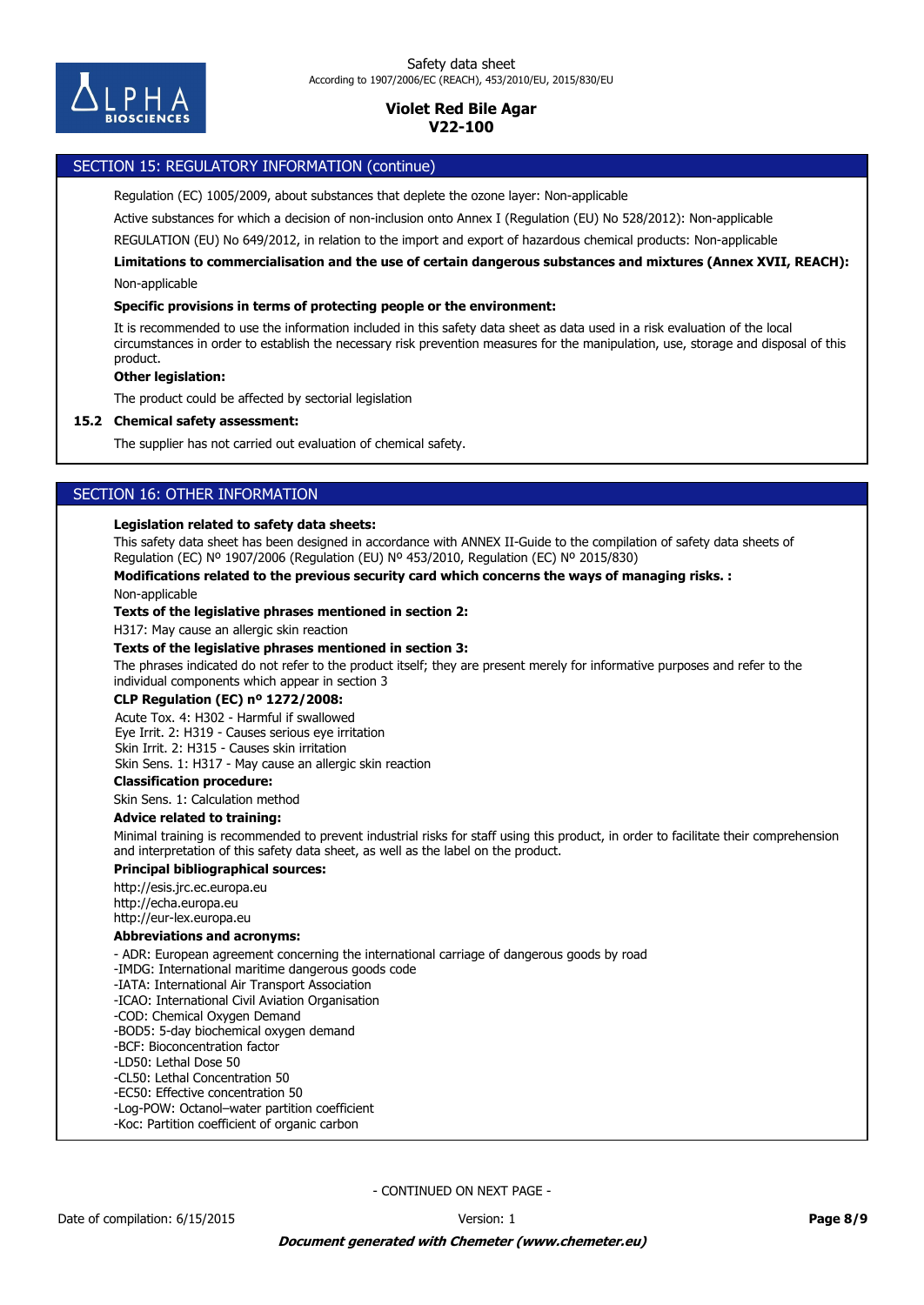## SECTION 15: REGULATORY INFORMATION (continue)

Regulation (EC) 1005/2009, about substances that deplete the ozone layer: Non-applicable

Active substances for which a decision of non-inclusion onto Annex I (Regulation (EU) No 528/2012): Non-applicable

REGULATION (EU) No 649/2012, in relation to the import and export of hazardous chemical products: Non-applicable

**Limitations to commercialisation and the use of certain dangerous substances and mixtures (Annex XVII, REACH):**

Non-applicable

**Specific provisions in terms of protecting people or the environment:**

It is recommended to use the information included in this safety data sheet as data used in a risk evaluation of the local circumstances in order to establish the necessary risk prevention measures for the manipulation, use, storage and disposal of this product.

**Other legislation:**

The product could be affected by sectorial legislation

### 15.2 Chemical safety assessment:

The supplier has not carried out evaluation of chemical safety.

## SECTION 16: OTHER INFORMATION

**Legislation related to safety data sheets:**

This safety data sheet has been designed in accordance with ANNEX II-Guide to the compilation of safety data sheets of Regulation (EC) Nº 1907/2006 (Regulation (EU) Nº 453/2010, Regulation (EC) Nº 2015/830)

**Modifications related to the previous security card which concerns the ways of managing risks. :**

Non-applicable

**Texts of the legislative phrases mentioned in section 2:**

H317: May cause an allergic skin reaction

**Texts of the legislative phrases mentioned in section 3:**

The phrases indicated do not refer to the product itself; they are present merely for informative purposes and refer to the individual components which appear in section 3

**CLP Regulation (EC) nº 1272/2008:**

Acute Tox. 4: H302 - Harmful if swallowed
Eye Irrit. 2: H319 - Causes serious eye irritation
Skin Irrit. 2: H315 - Causes skin irritation
Skin Sens. 1: H317 - May cause an allergic skin reaction

**Classification procedure:**

Skin Sens. 1: Calculation method

**Advice related to training:**

Minimal training is recommended to prevent industrial risks for staff using this product, in order to facilitate their comprehension and interpretation of this safety data sheet, as well as the label on the product.

**Principal bibliographical sources:**

http://esis.jrc.ec.europa.eu
http://echa.europa.eu
http://eur-lex.europa.eu

**Abbreviations and acronyms:**

- ADR: European agreement concerning the international carriage of dangerous goods by road
- IMDG: International maritime dangerous goods code
- IATA: International Air Transport Association
- ICAO: International Civil Aviation Organisation
- COD: Chemical Oxygen Demand
- BOD5: 5-day biochemical oxygen demand
- BCF: Bioconcentration factor
- LD50: Lethal Dose 50
- CL50: Lethal Concentration 50
- EC50: Effective concentration 50
- Log-POW: Octanol–water partition coefficient
- Koc: Partition coefficient of organic carbon

- CONTINUED ON NEXT PAGE -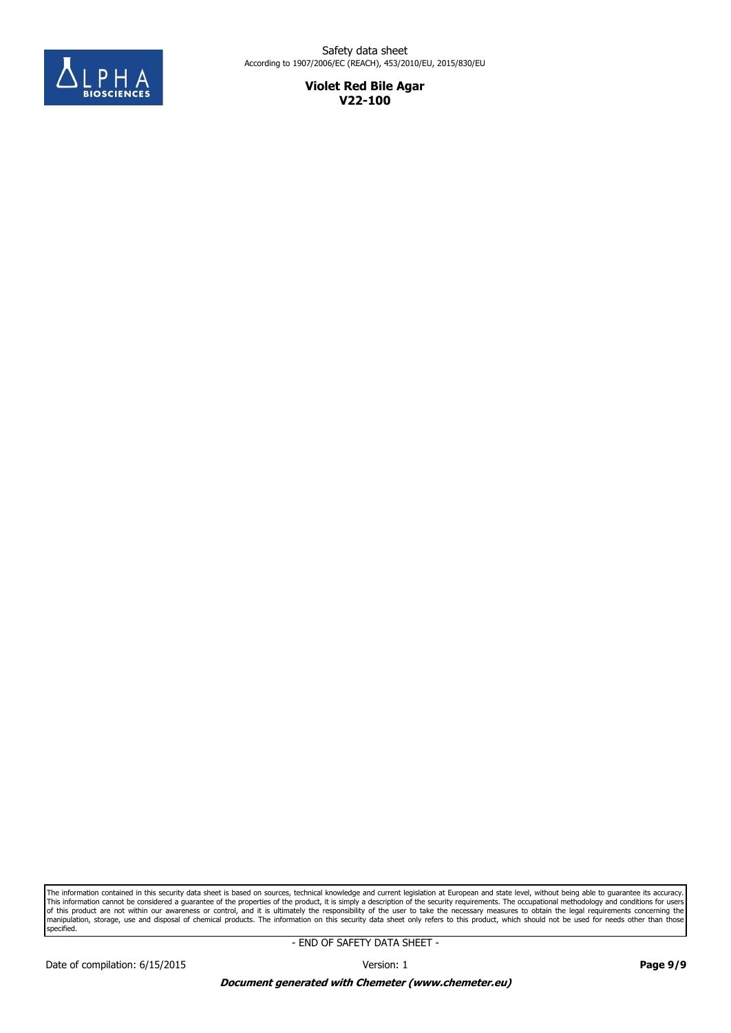The information contained in this security data sheet is based on sources, technical knowledge and current legislation at European and state level, without being able to guarantee its accuracy. This information cannot be considered a guarantee of the properties of the product, it is simply a description of the security requirements. The occupational methodology and conditions for users of this product are not within our awareness or control, and it is ultimately the responsibility of the user to take the necessary measures to obtain the legal requirements concerning the manipulation, storage, use and disposal of chemical products. The information on this security data sheet only refers to this product, which should not be used for needs other than those specified.

- END OF SAFETY DATA SHEET -